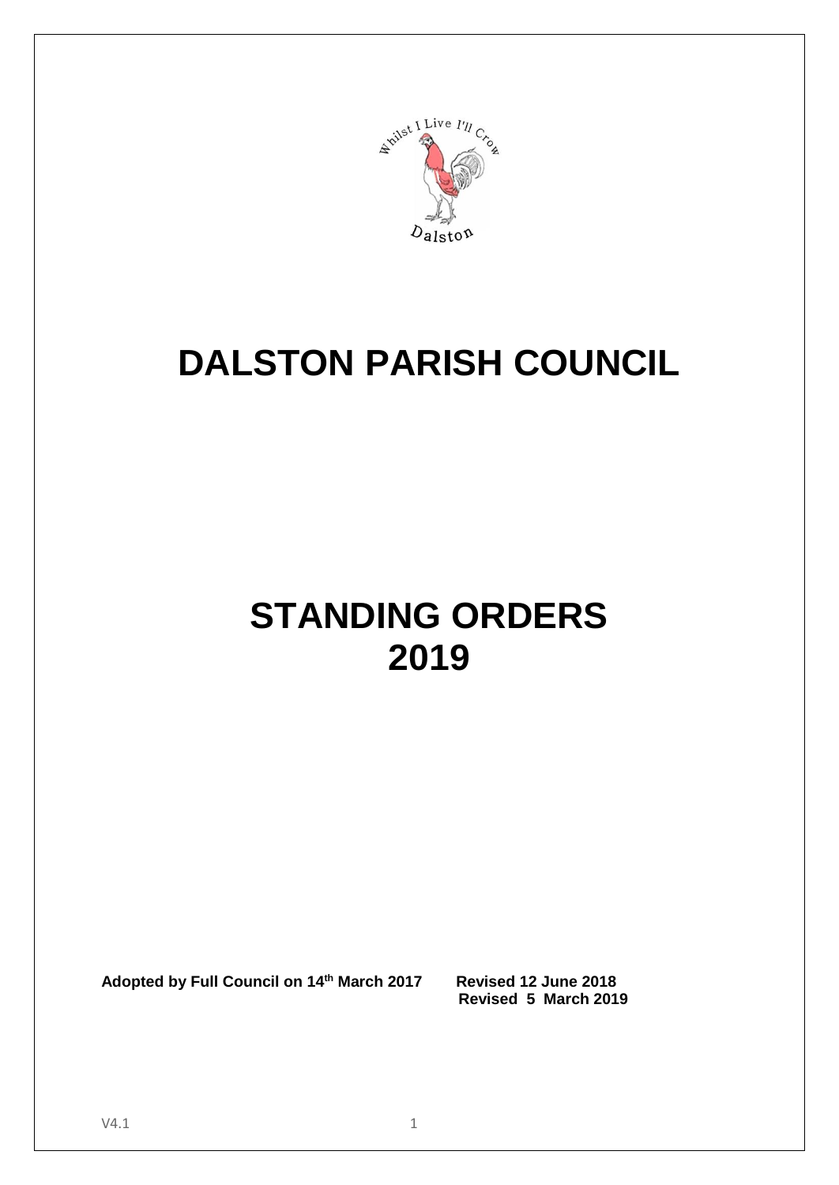# DALSTON PARISH COUNCIL

# STANDING ORDERS 2019

**Adopted by Full Council on 14th March 2017** **Revised 12 June 2018**
**Revised 5 March 2019**

V4.1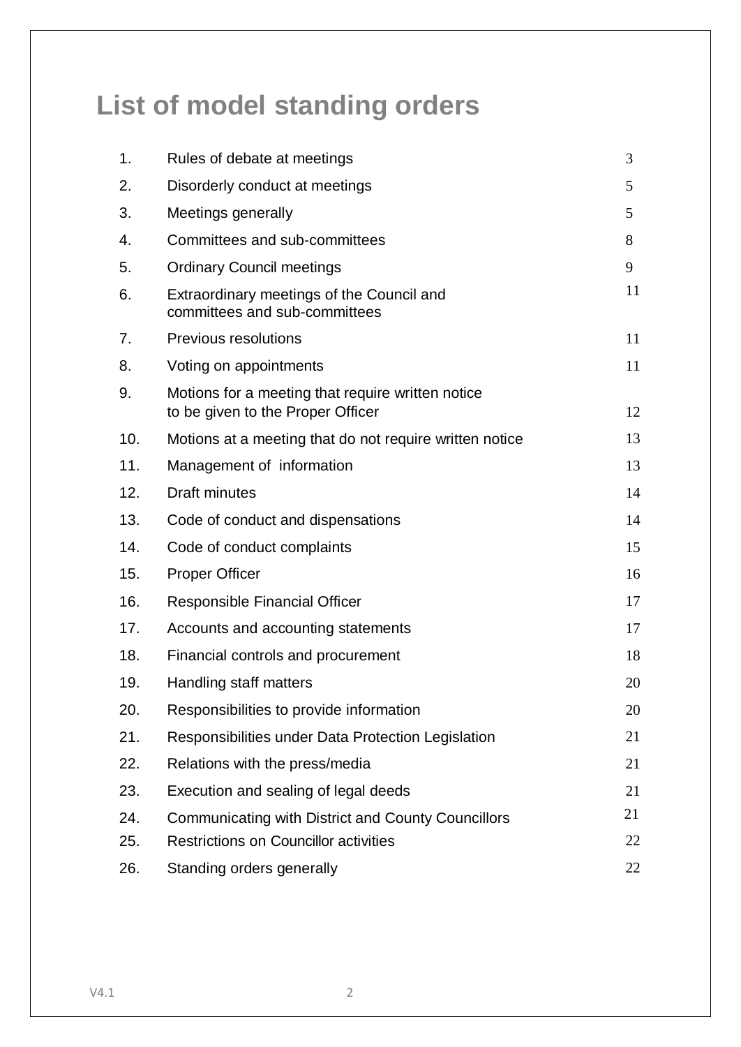# List of model standing orders

| | | |
|---|---|---|
| 1. | Rules of debate at meetings | 3 |
| 2. | Disorderly conduct at meetings | 5 |
| 3. | Meetings generally | 5 |
| 4. | Committees and sub-committees | 8 |
| 5. | Ordinary Council meetings | 9 |
| 6. | Extraordinary meetings of the Council and committees and sub-committees | 11 |
| 7. | Previous resolutions | 11 |
| 8. | Voting on appointments | 11 |
| 9. | Motions for a meeting that require written notice to be given to the Proper Officer | 12 |
| 10. | Motions at a meeting that do not require written notice | 13 |
| 11. | Management of information | 13 |
| 12. | Draft minutes | 14 |
| 13. | Code of conduct and dispensations | 14 |
| 14. | Code of conduct complaints | 15 |
| 15. | Proper Officer | 16 |
| 16. | Responsible Financial Officer | 17 |
| 17. | Accounts and accounting statements | 17 |
| 18. | Financial controls and procurement | 18 |
| 19. | Handling staff matters | 20 |
| 20. | Responsibilities to provide information | 20 |
| 21. | Responsibilities under Data Protection Legislation | 21 |
| 22. | Relations with the press/media | 21 |
| 23. | Execution and sealing of legal deeds | 21 |
| 24. | Communicating with District and County Councillors | 21 |
| 25. | Restrictions on Councillor activities | 22 |
| 26. | Standing orders generally | 22 |

V4.1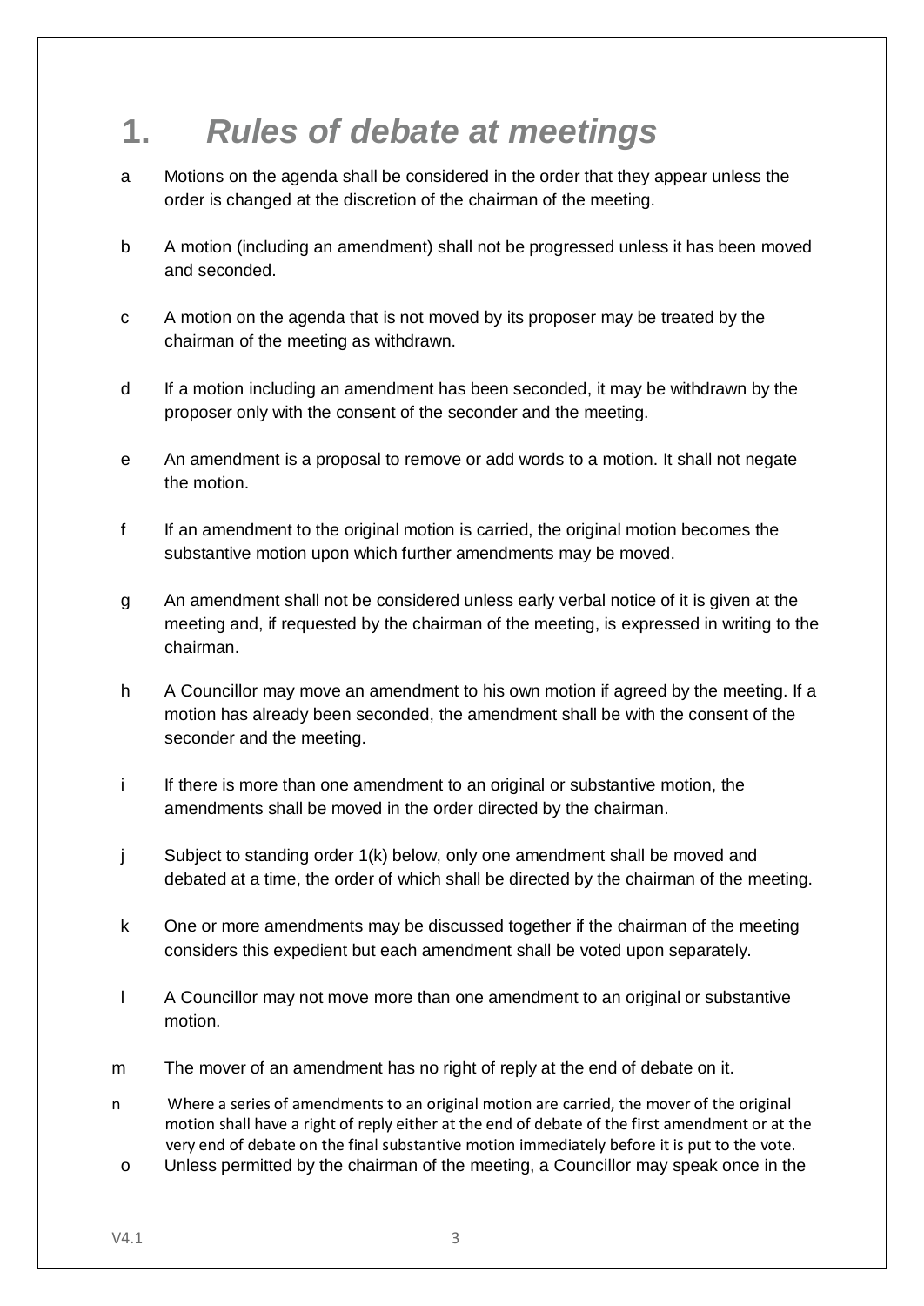# 1. *Rules of debate at meetings*

a Motions on the agenda shall be considered in the order that they appear unless the order is changed at the discretion of the chairman of the meeting.

b A motion (including an amendment) shall not be progressed unless it has been moved and seconded.

c A motion on the agenda that is not moved by its proposer may be treated by the chairman of the meeting as withdrawn.

d If a motion including an amendment has been seconded, it may be withdrawn by the proposer only with the consent of the seconder and the meeting.

e An amendment is a proposal to remove or add words to a motion. It shall not negate the motion.

f If an amendment to the original motion is carried, the original motion becomes the substantive motion upon which further amendments may be moved.

g An amendment shall not be considered unless early verbal notice of it is given at the meeting and, if requested by the chairman of the meeting, is expressed in writing to the chairman.

h A Councillor may move an amendment to his own motion if agreed by the meeting. If a motion has already been seconded, the amendment shall be with the consent of the seconder and the meeting.

i If there is more than one amendment to an original or substantive motion, the amendments shall be moved in the order directed by the chairman.

j Subject to standing order 1(k) below, only one amendment shall be moved and debated at a time, the order of which shall be directed by the chairman of the meeting.

k One or more amendments may be discussed together if the chairman of the meeting considers this expedient but each amendment shall be voted upon separately.

l A Councillor may not move more than one amendment to an original or substantive motion.

m The mover of an amendment has no right of reply at the end of debate on it.

n Where a series of amendments to an original motion are carried, the mover of the original motion shall have a right of reply either at the end of debate of the first amendment or at the very end of debate on the final substantive motion immediately before it is put to the vote.

o Unless permitted by the chairman of the meeting, a Councillor may speak once in the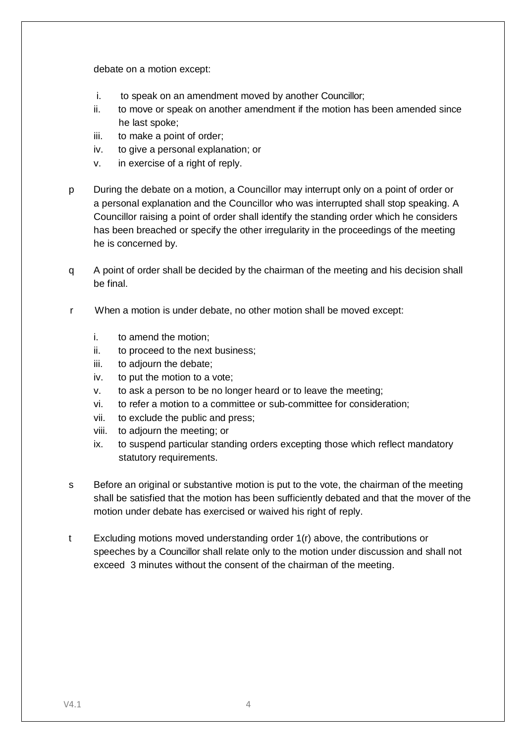debate on a motion except:

i. to speak on an amendment moved by another Councillor;
ii. to move or speak on another amendment if the motion has been amended since he last spoke;
iii. to make a point of order;
iv. to give a personal explanation; or
v. in exercise of a right of reply.

p During the debate on a motion, a Councillor may interrupt only on a point of order or a personal explanation and the Councillor who was interrupted shall stop speaking. A Councillor raising a point of order shall identify the standing order which he considers has been breached or specify the other irregularity in the proceedings of the meeting he is concerned by.

q A point of order shall be decided by the chairman of the meeting and his decision shall be final.

r When a motion is under debate, no other motion shall be moved except:

i. to amend the motion;
ii. to proceed to the next business;
iii. to adjourn the debate;
iv. to put the motion to a vote;
v. to ask a person to be no longer heard or to leave the meeting;
vi. to refer a motion to a committee or sub-committee for consideration;
vii. to exclude the public and press;
viii. to adjourn the meeting; or
ix. to suspend particular standing orders excepting those which reflect mandatory statutory requirements.

s Before an original or substantive motion is put to the vote, the chairman of the meeting shall be satisfied that the motion has been sufficiently debated and that the mover of the motion under debate has exercised or waived his right of reply.

t Excluding motions moved understanding order 1(r) above, the contributions or speeches by a Councillor shall relate only to the motion under discussion and shall not exceed 3 minutes without the consent of the chairman of the meeting.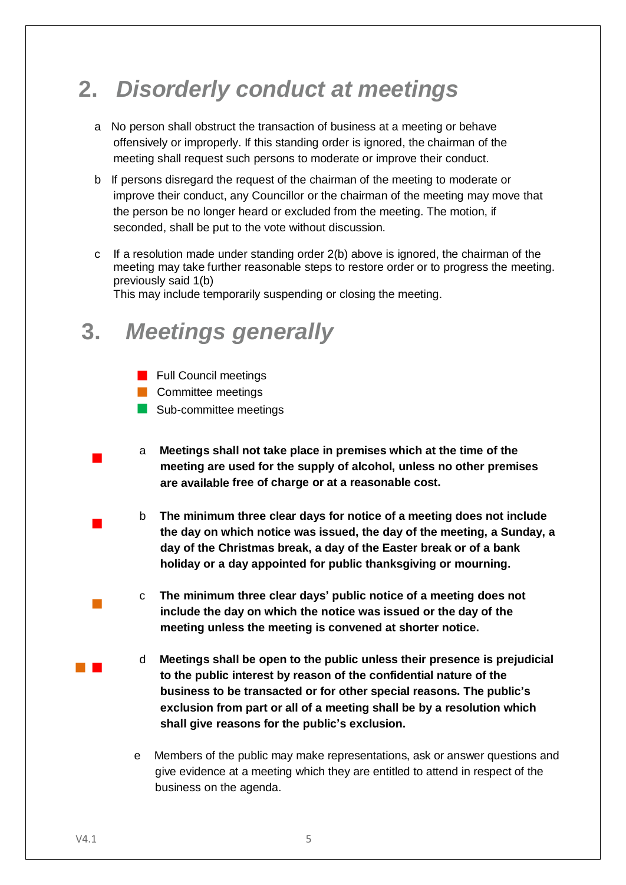## 2. *Disorderly conduct at meetings*

a No person shall obstruct the transaction of business at a meeting or behave offensively or improperly. If this standing order is ignored, the chairman of the meeting shall request such persons to moderate or improve their conduct.

b If persons disregard the request of the chairman of the meeting to moderate or improve their conduct, any Councillor or the chairman of the meeting may move that the person be no longer heard or excluded from the meeting. The motion, if seconded, shall be put to the vote without discussion.

c If a resolution made under standing order 2(b) above is ignored, the chairman of the meeting may take further reasonable steps to restore order or to progress the meeting. previously said 1(b)
This may include temporarily suspending or closing the meeting.

## 3. *Meetings generally*

- ■ Full Council meetings
- ■ Committee meetings
- ■ Sub-committee meetings

■ a **Meetings shall not take place in premises which at the time of the meeting are used for the supply of alcohol, unless no other premises are available free of charge or at a reasonable cost.**

■ b **The minimum three clear days for notice of a meeting does not include the day on which notice was issued, the day of the meeting, a Sunday, a day of the Christmas break, a day of the Easter break or of a bank holiday or a day appointed for public thanksgiving or mourning.**

■ c **The minimum three clear days' public notice of a meeting does not include the day on which the notice was issued or the day of the meeting unless the meeting is convened at shorter notice.**

■ ■ d **Meetings shall be open to the public unless their presence is prejudicial to the public interest by reason of the confidential nature of the business to be transacted or for other special reasons. The public's exclusion from part or all of a meeting shall be by a resolution which shall give reasons for the public's exclusion.**

e Members of the public may make representations, ask or answer questions and give evidence at a meeting which they are entitled to attend in respect of the business on the agenda.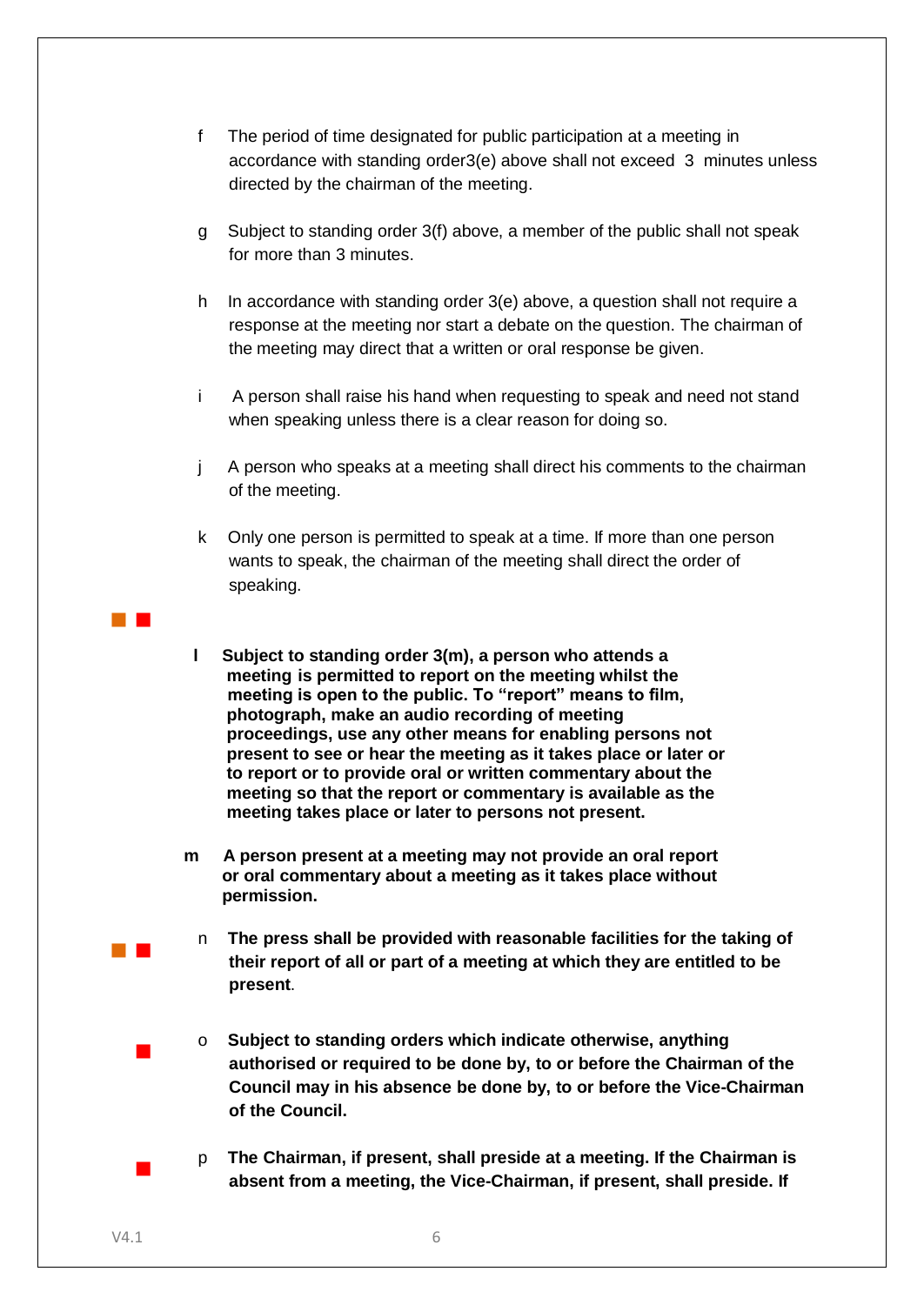f The period of time designated for public participation at a meeting in accordance with standing order3(e) above shall not exceed 3 minutes unless directed by the chairman of the meeting.

g Subject to standing order 3(f) above, a member of the public shall not speak for more than 3 minutes.

h In accordance with standing order 3(e) above, a question shall not require a response at the meeting nor start a debate on the question. The chairman of the meeting may direct that a written or oral response be given.

i A person shall raise his hand when requesting to speak and need not stand when speaking unless there is a clear reason for doing so.

j A person who speaks at a meeting shall direct his comments to the chairman of the meeting.

k Only one person is permitted to speak at a time. If more than one person wants to speak, the chairman of the meeting shall direct the order of speaking.

**l Subject to standing order 3(m), a person who attends a meeting is permitted to report on the meeting whilst the meeting is open to the public. To "report" means to film, photograph, make an audio recording of meeting proceedings, use any other means for enabling persons not present to see or hear the meeting as it takes place or later or to report or to provide oral or written commentary about the meeting so that the report or commentary is available as the meeting takes place or later to persons not present.**

**m A person present at a meeting may not provide an oral report or oral commentary about a meeting as it takes place without permission.**

**n The press shall be provided with reasonable facilities for the taking of their report of all or part of a meeting at which they are entitled to be present**.

**o Subject to standing orders which indicate otherwise, anything authorised or required to be done by, to or before the Chairman of the Council may in his absence be done by, to or before the Vice-Chairman of the Council.**

**p The Chairman, if present, shall preside at a meeting. If the Chairman is absent from a meeting, the Vice-Chairman, if present, shall preside. If**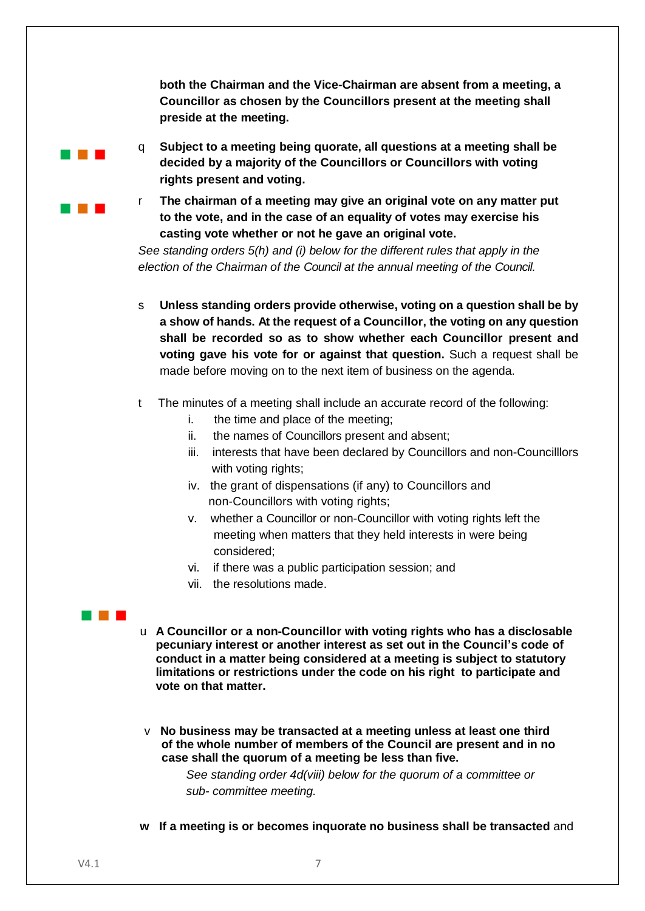**both the Chairman and the Vice-Chairman are absent from a meeting, a Councillor as chosen by the Councillors present at the meeting shall preside at the meeting.**

q **Subject to a meeting being quorate, all questions at a meeting shall be decided by a majority of the Councillors or Councillors with voting rights present and voting.**

r **The chairman of a meeting may give an original vote on any matter put to the vote, and in the case of an equality of votes may exercise his casting vote whether or not he gave an original vote.**

*See standing orders 5(h) and (i) below for the different rules that apply in the election of the Chairman of the Council at the annual meeting of the Council.*

s **Unless standing orders provide otherwise, voting on a question shall be by a show of hands. At the request of a Councillor, the voting on any question shall be recorded so as to show whether each Councillor present and voting gave his vote for or against that question.** Such a request shall be made before moving on to the next item of business on the agenda.

t The minutes of a meeting shall include an accurate record of the following:

i. the time and place of the meeting;
ii. the names of Councillors present and absent;
iii. interests that have been declared by Councillors and non-Councilllors with voting rights;
iv. the grant of dispensations (if any) to Councillors and non-Councillors with voting rights;
v. whether a Councillor or non-Councillor with voting rights left the meeting when matters that they held interests in were being considered;
vi. if there was a public participation session; and
vii. the resolutions made.

u **A Councillor or a non-Councillor with voting rights who has a disclosable pecuniary interest or another interest as set out in the Council's code of conduct in a matter being considered at a meeting is subject to statutory limitations or restrictions under the code on his right to participate and vote on that matter.**

v **No business may be transacted at a meeting unless at least one third of the whole number of members of the Council are present and in no case shall the quorum of a meeting be less than five.**

*See standing order 4d(viii) below for the quorum of a committee or sub- committee meeting.*

**w If a meeting is or becomes inquorate no business shall be transacted** and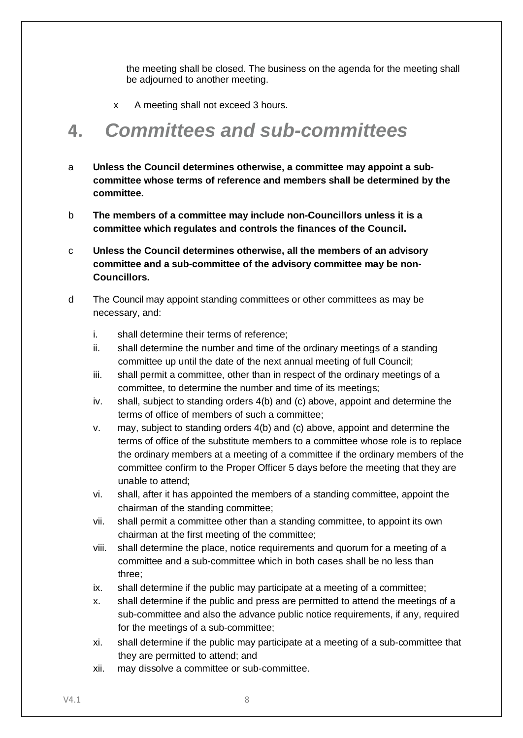the meeting shall be closed. The business on the agenda for the meeting shall be adjourned to another meeting.

x A meeting shall not exceed 3 hours.

# 4. *Committees and sub-committees*

a **Unless the Council determines otherwise, a committee may appoint a sub-committee whose terms of reference and members shall be determined by the committee.**

b **The members of a committee may include non-Councillors unless it is a committee which regulates and controls the finances of the Council.**

c **Unless the Council determines otherwise, all the members of an advisory committee and a sub-committee of the advisory committee may be non-Councillors.**

d The Council may appoint standing committees or other committees as may be necessary, and:

i. shall determine their terms of reference;
ii. shall determine the number and time of the ordinary meetings of a standing committee up until the date of the next annual meeting of full Council;
iii. shall permit a committee, other than in respect of the ordinary meetings of a committee, to determine the number and time of its meetings;
iv. shall, subject to standing orders 4(b) and (c) above, appoint and determine the terms of office of members of such a committee;
v. may, subject to standing orders 4(b) and (c) above, appoint and determine the terms of office of the substitute members to a committee whose role is to replace the ordinary members at a meeting of a committee if the ordinary members of the committee confirm to the Proper Officer 5 days before the meeting that they are unable to attend;
vi. shall, after it has appointed the members of a standing committee, appoint the chairman of the standing committee;
vii. shall permit a committee other than a standing committee, to appoint its own chairman at the first meeting of the committee;
viii. shall determine the place, notice requirements and quorum for a meeting of a committee and a sub-committee which in both cases shall be no less than three;
ix. shall determine if the public may participate at a meeting of a committee;
x. shall determine if the public and press are permitted to attend the meetings of a sub-committee and also the advance public notice requirements, if any, required for the meetings of a sub-committee;
xi. shall determine if the public may participate at a meeting of a sub-committee that they are permitted to attend; and
xii. may dissolve a committee or sub-committee.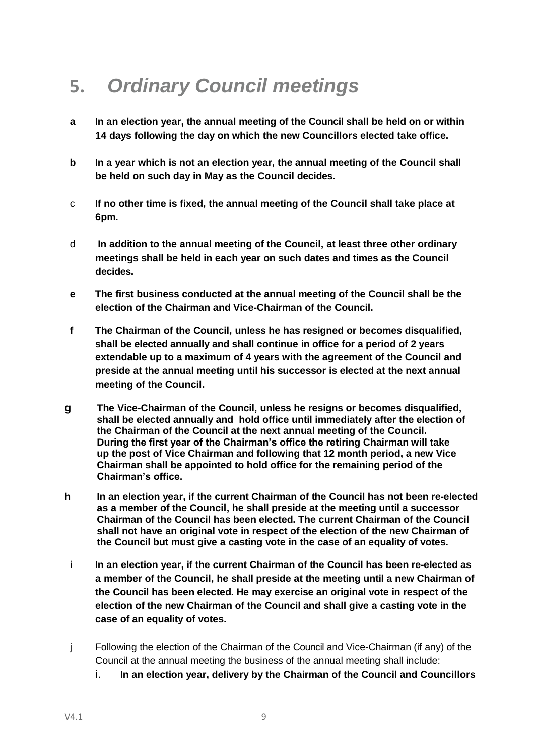# 5. *Ordinary Council meetings*

a **In an election year, the annual meeting of the Council shall be held on or within 14 days following the day on which the new Councillors elected take office.**

b **In a year which is not an election year, the annual meeting of the Council shall be held on such day in May as the Council decides.**

c **If no other time is fixed, the annual meeting of the Council shall take place at 6pm.**

d **In addition to the annual meeting of the Council, at least three other ordinary meetings shall be held in each year on such dates and times as the Council decides.**

e **The first business conducted at the annual meeting of the Council shall be the election of the Chairman and Vice-Chairman of the Council.**

f **The Chairman of the Council, unless he has resigned or becomes disqualified, shall be elected annually and shall continue in office for a period of 2 years extendable up to a maximum of 4 years with the agreement of the Council and preside at the annual meeting until his successor is elected at the next annual meeting of the Council.**

g **The Vice-Chairman of the Council, unless he resigns or becomes disqualified, shall be elected annually and hold office until immediately after the election of the Chairman of the Council at the next annual meeting of the Council. During the first year of the Chairman's office the retiring Chairman will take up the post of Vice Chairman and following that 12 month period, a new Vice Chairman shall be appointed to hold office for the remaining period of the Chairman's office.**

h **In an election year, if the current Chairman of the Council has not been re-elected as a member of the Council, he shall preside at the meeting until a successor Chairman of the Council has been elected. The current Chairman of the Council shall not have an original vote in respect of the election of the new Chairman of the Council but must give a casting vote in the case of an equality of votes.**

i **In an election year, if the current Chairman of the Council has been re-elected as a member of the Council, he shall preside at the meeting until a new Chairman of the Council has been elected. He may exercise an original vote in respect of the election of the new Chairman of the Council and shall give a casting vote in the case of an equality of votes.**

j Following the election of the Chairman of the Council and Vice-Chairman (if any) of the Council at the annual meeting the business of the annual meeting shall include:

i. **In an election year, delivery by the Chairman of the Council and Councillors**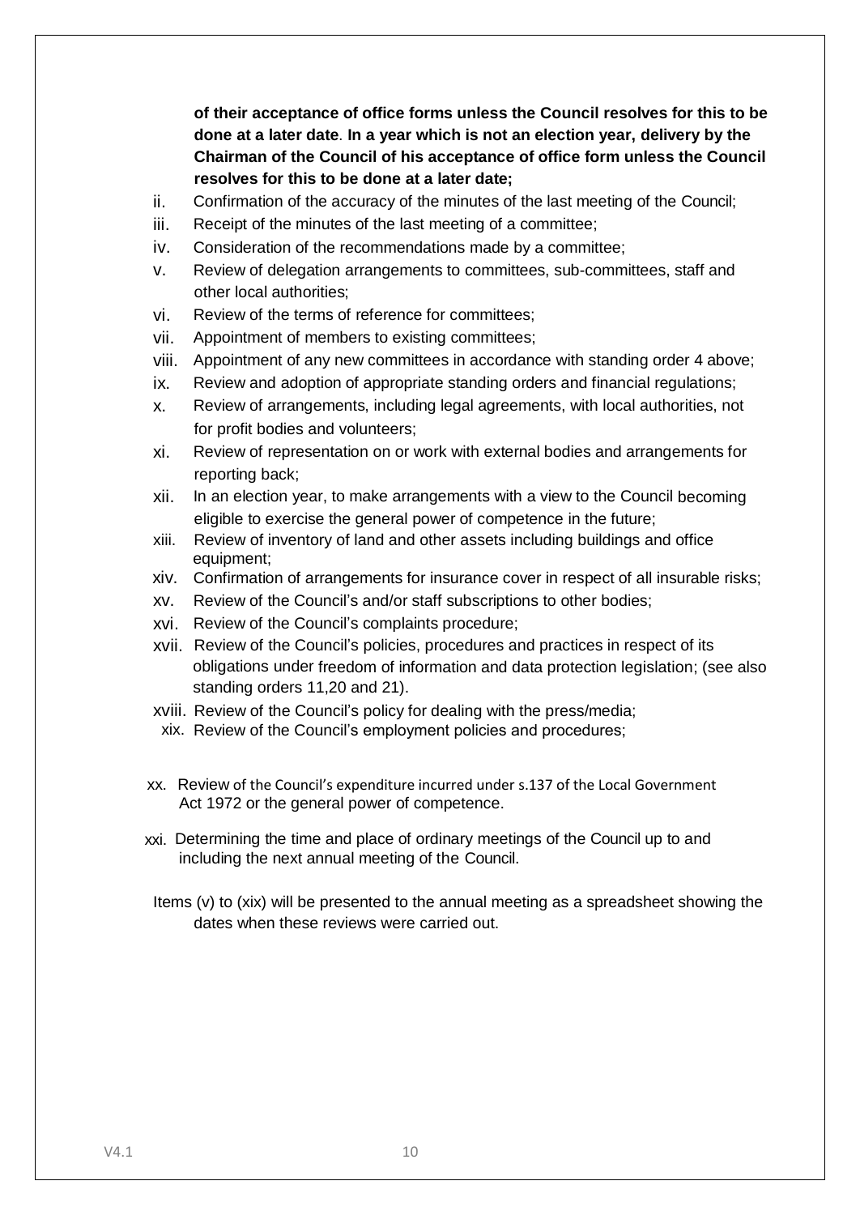**of their acceptance of office forms unless the Council resolves for this to be done at a later date**. **In a year which is not an election year, delivery by the Chairman of the Council of his acceptance of office form unless the Council resolves for this to be done at a later date;**

ii. Confirmation of the accuracy of the minutes of the last meeting of the Council;
iii. Receipt of the minutes of the last meeting of a committee;
iv. Consideration of the recommendations made by a committee;
v. Review of delegation arrangements to committees, sub-committees, staff and other local authorities;
vi. Review of the terms of reference for committees;
vii. Appointment of members to existing committees;
viii. Appointment of any new committees in accordance with standing order 4 above;
ix. Review and adoption of appropriate standing orders and financial regulations;
x. Review of arrangements, including legal agreements, with local authorities, not for profit bodies and volunteers;
xi. Review of representation on or work with external bodies and arrangements for reporting back;
xii. In an election year, to make arrangements with a view to the Council becoming eligible to exercise the general power of competence in the future;
xiii. Review of inventory of land and other assets including buildings and office equipment;
xiv. Confirmation of arrangements for insurance cover in respect of all insurable risks;
xv. Review of the Council's and/or staff subscriptions to other bodies;
xvi. Review of the Council's complaints procedure;
xvii. Review of the Council's policies, procedures and practices in respect of its obligations under freedom of information and data protection legislation; (see also standing orders 11,20 and 21).
xviii. Review of the Council's policy for dealing with the press/media;
xix. Review of the Council's employment policies and procedures;

xx. Review of the Council's expenditure incurred under s.137 of the Local Government Act 1972 or the general power of competence.

xxi. Determining the time and place of ordinary meetings of the Council up to and including the next annual meeting of the Council.

Items (v) to (xix) will be presented to the annual meeting as a spreadsheet showing the dates when these reviews were carried out.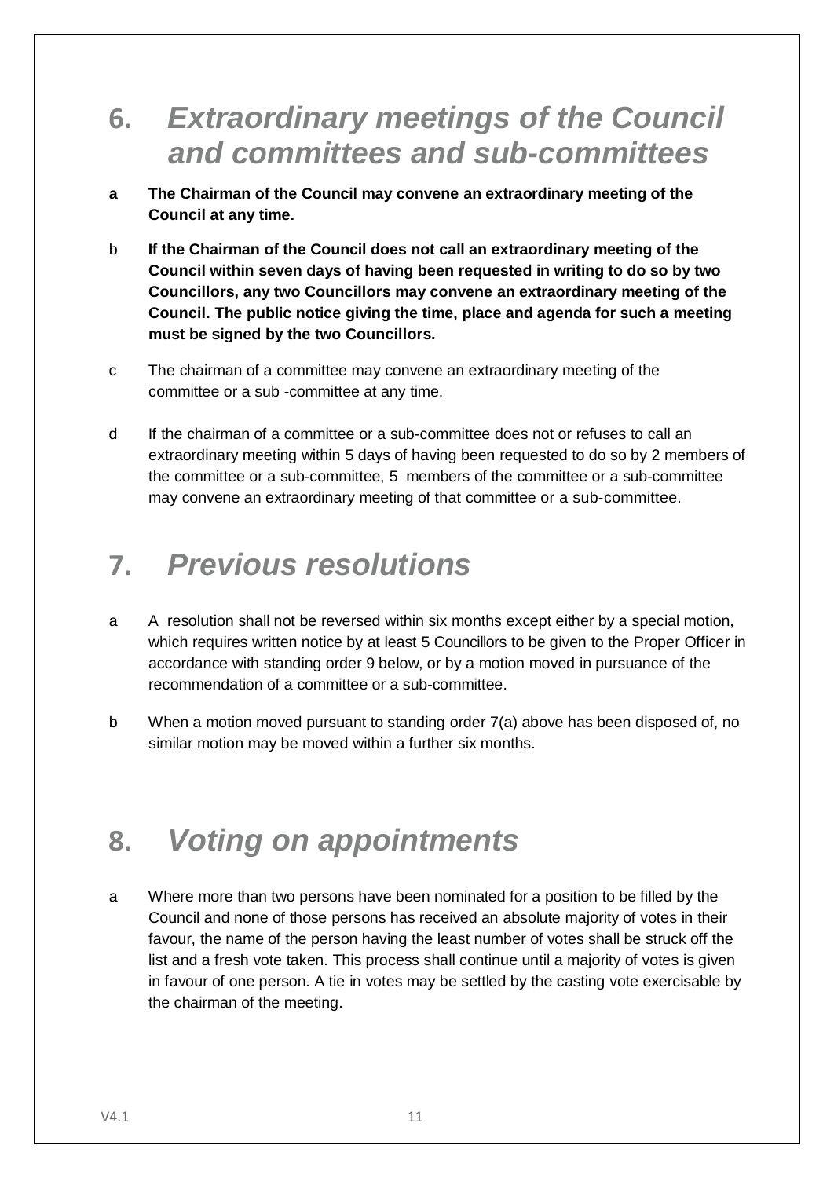## 6. *Extraordinary meetings of the Council and committees and sub-committees*

**a The Chairman of the Council may convene an extraordinary meeting of the Council at any time.**

b **If the Chairman of the Council does not call an extraordinary meeting of the Council within seven days of having been requested in writing to do so by two Councillors, any two Councillors may convene an extraordinary meeting of the Council. The public notice giving the time, place and agenda for such a meeting must be signed by the two Councillors.**

c The chairman of a committee may convene an extraordinary meeting of the committee or a sub -committee at any time.

d If the chairman of a committee or a sub-committee does not or refuses to call an extraordinary meeting within 5 days of having been requested to do so by 2 members of the committee or a sub-committee, 5 members of the committee or a sub-committee may convene an extraordinary meeting of that committee or a sub-committee.

## 7. *Previous resolutions*

a A resolution shall not be reversed within six months except either by a special motion, which requires written notice by at least 5 Councillors to be given to the Proper Officer in accordance with standing order 9 below, or by a motion moved in pursuance of the recommendation of a committee or a sub-committee.

b When a motion moved pursuant to standing order 7(a) above has been disposed of, no similar motion may be moved within a further six months.

## 8. *Voting on appointments*

a Where more than two persons have been nominated for a position to be filled by the Council and none of those persons has received an absolute majority of votes in their favour, the name of the person having the least number of votes shall be struck off the list and a fresh vote taken. This process shall continue until a majority of votes is given in favour of one person. A tie in votes may be settled by the casting vote exercisable by the chairman of the meeting.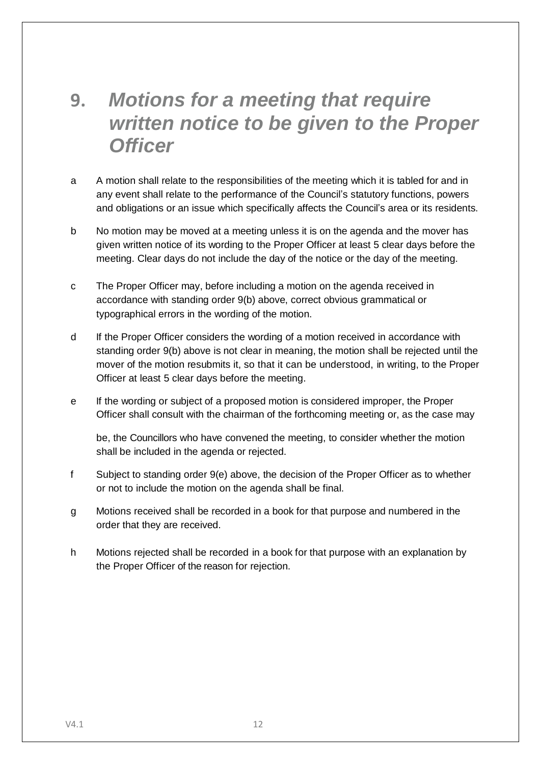# 9. *Motions for a meeting that require written notice to be given to the Proper Officer*

a A motion shall relate to the responsibilities of the meeting which it is tabled for and in any event shall relate to the performance of the Council's statutory functions, powers and obligations or an issue which specifically affects the Council's area or its residents.

b No motion may be moved at a meeting unless it is on the agenda and the mover has given written notice of its wording to the Proper Officer at least 5 clear days before the meeting. Clear days do not include the day of the notice or the day of the meeting.

c The Proper Officer may, before including a motion on the agenda received in accordance with standing order 9(b) above, correct obvious grammatical or typographical errors in the wording of the motion.

d If the Proper Officer considers the wording of a motion received in accordance with standing order 9(b) above is not clear in meaning, the motion shall be rejected until the mover of the motion resubmits it, so that it can be understood, in writing, to the Proper Officer at least 5 clear days before the meeting.

e If the wording or subject of a proposed motion is considered improper, the Proper Officer shall consult with the chairman of the forthcoming meeting or, as the case may be, the Councillors who have convened the meeting, to consider whether the motion shall be included in the agenda or rejected.

f Subject to standing order 9(e) above, the decision of the Proper Officer as to whether or not to include the motion on the agenda shall be final.

g Motions received shall be recorded in a book for that purpose and numbered in the order that they are received.

h Motions rejected shall be recorded in a book for that purpose with an explanation by the Proper Officer of the reason for rejection.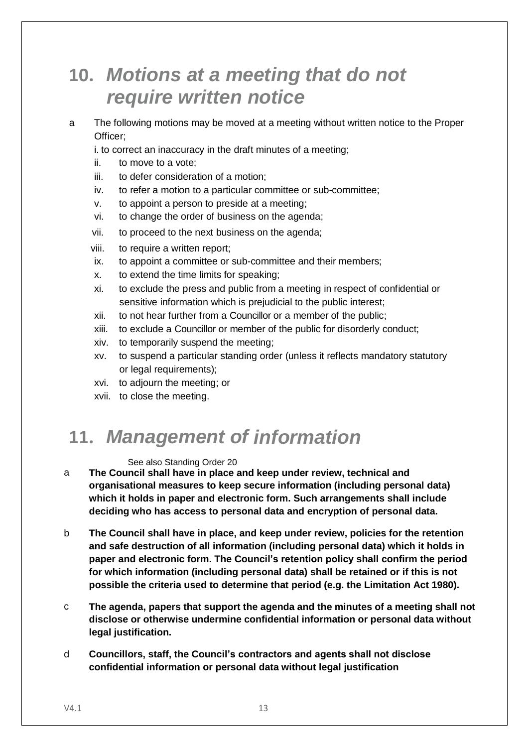## 10. *Motions at a meeting that do not require written notice*

a The following motions may be moved at a meeting without written notice to the Proper Officer;

i. to correct an inaccuracy in the draft minutes of a meeting;
ii. to move to a vote;
iii. to defer consideration of a motion;
iv. to refer a motion to a particular committee or sub-committee;
v. to appoint a person to preside at a meeting;
vi. to change the order of business on the agenda;
vii. to proceed to the next business on the agenda;
viii. to require a written report;
ix. to appoint a committee or sub-committee and their members;
x. to extend the time limits for speaking;
xi. to exclude the press and public from a meeting in respect of confidential or sensitive information which is prejudicial to the public interest;
xii. to not hear further from a Councillor or a member of the public;
xiii. to exclude a Councillor or member of the public for disorderly conduct;
xiv. to temporarily suspend the meeting;
xv. to suspend a particular standing order (unless it reflects mandatory statutory or legal requirements);
xvi. to adjourn the meeting; or
xvii. to close the meeting.

## 11. *Management of information*

See also Standing Order 20

a **The Council shall have in place and keep under review, technical and organisational measures to keep secure information (including personal data) which it holds in paper and electronic form. Such arrangements shall include deciding who has access to personal data and encryption of personal data.**

b **The Council shall have in place, and keep under review, policies for the retention and safe destruction of all information (including personal data) which it holds in paper and electronic form. The Council's retention policy shall confirm the period for which information (including personal data) shall be retained or if this is not possible the criteria used to determine that period (e.g. the Limitation Act 1980).**

c **The agenda, papers that support the agenda and the minutes of a meeting shall not disclose or otherwise undermine confidential information or personal data without legal justification.**

d **Councillors, staff, the Council's contractors and agents shall not disclose confidential information or personal data without legal justification**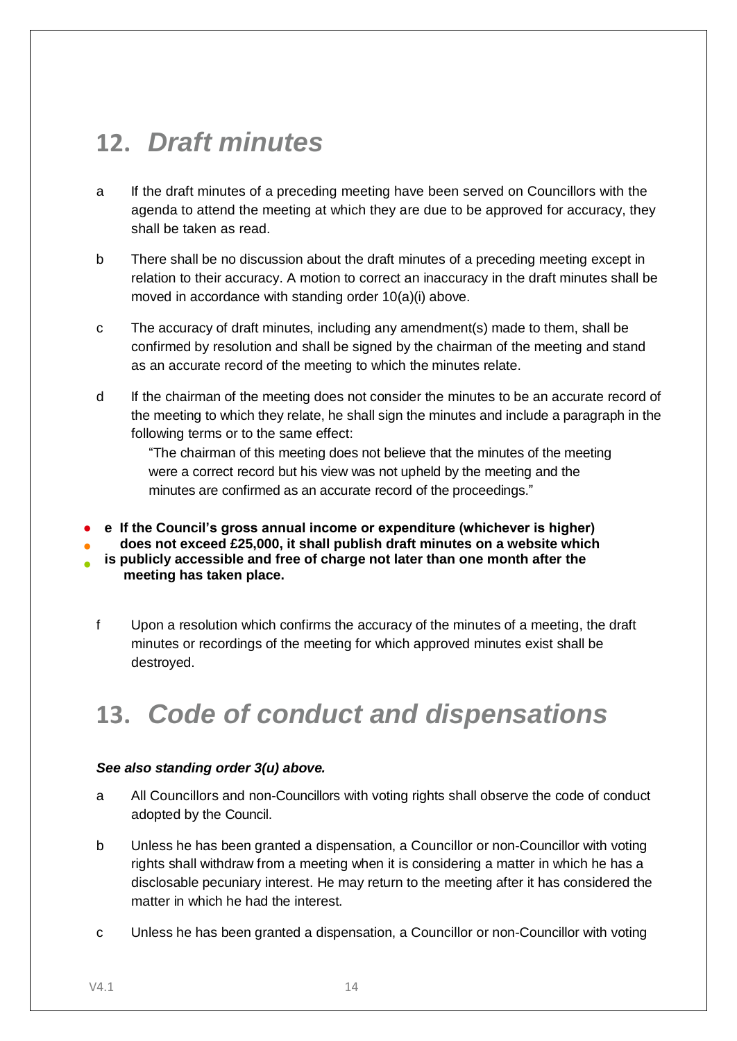# 12. *Draft minutes*

a If the draft minutes of a preceding meeting have been served on Councillors with the agenda to attend the meeting at which they are due to be approved for accuracy, they shall be taken as read.

b There shall be no discussion about the draft minutes of a preceding meeting except in relation to their accuracy. A motion to correct an inaccuracy in the draft minutes shall be moved in accordance with standing order 10(a)(i) above.

c The accuracy of draft minutes, including any amendment(s) made to them, shall be confirmed by resolution and shall be signed by the chairman of the meeting and stand as an accurate record of the meeting to which the minutes relate.

d If the chairman of the meeting does not consider the minutes to be an accurate record of the meeting to which they relate, he shall sign the minutes and include a paragraph in the following terms or to the same effect:

> "The chairman of this meeting does not believe that the minutes of the meeting were a correct record but his view was not upheld by the meeting and the minutes are confirmed as an accurate record of the proceedings."

**e If the Council's gross annual income or expenditure (whichever is higher) does not exceed £25,000, it shall publish draft minutes on a website which is publicly accessible and free of charge not later than one month after the meeting has taken place.**

f Upon a resolution which confirms the accuracy of the minutes of a meeting, the draft minutes or recordings of the meeting for which approved minutes exist shall be destroyed.

# 13. *Code of conduct and dispensations*

***See also standing order 3(u) above.***

a All Councillors and non-Councillors with voting rights shall observe the code of conduct adopted by the Council.

b Unless he has been granted a dispensation, a Councillor or non-Councillor with voting rights shall withdraw from a meeting when it is considering a matter in which he has a disclosable pecuniary interest. He may return to the meeting after it has considered the matter in which he had the interest.

c Unless he has been granted a dispensation, a Councillor or non-Councillor with voting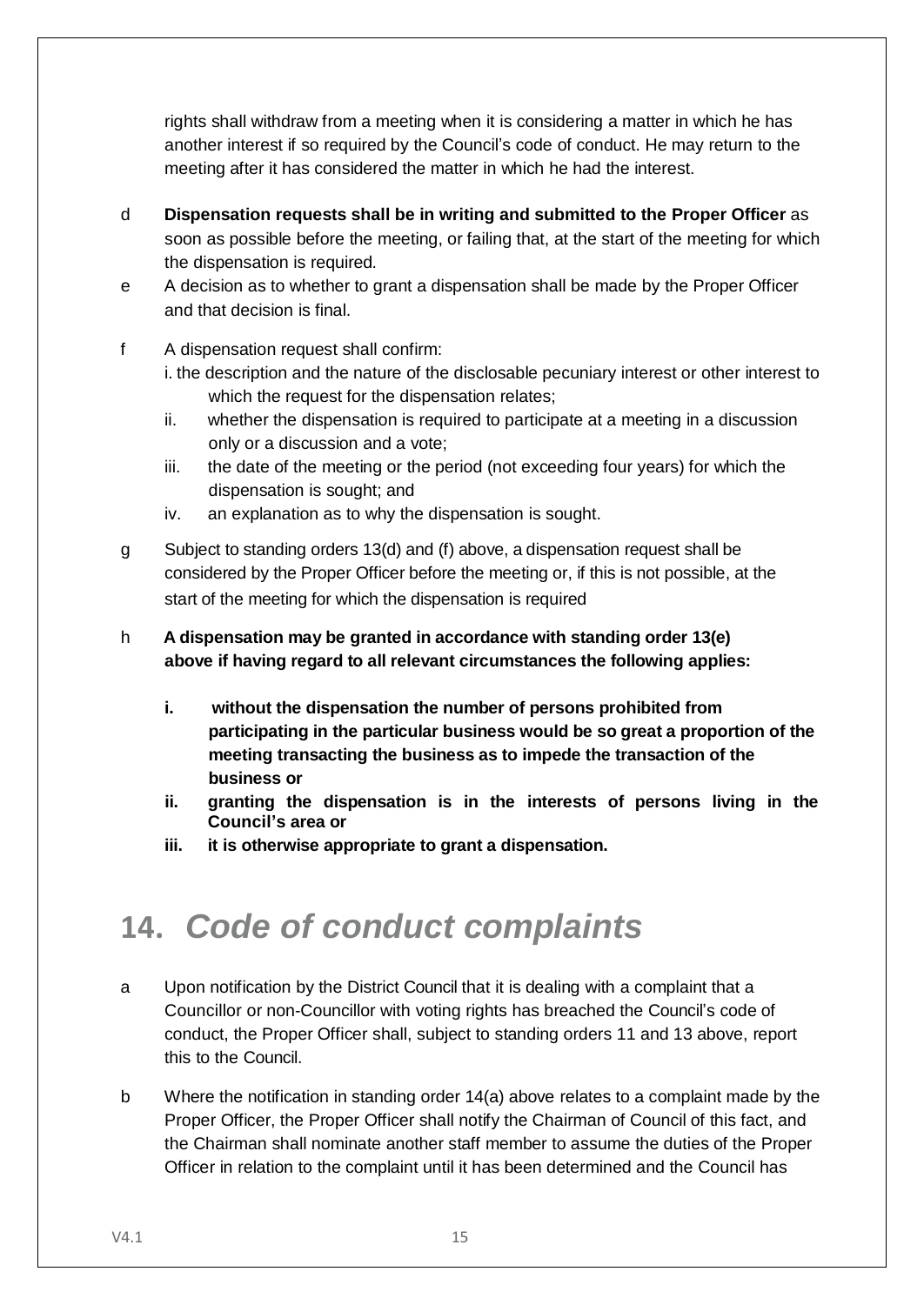rights shall withdraw from a meeting when it is considering a matter in which he has another interest if so required by the Council's code of conduct. He may return to the meeting after it has considered the matter in which he had the interest.

d **Dispensation requests shall be in writing and submitted to the Proper Officer** as soon as possible before the meeting, or failing that, at the start of the meeting for which the dispensation is required.

e A decision as to whether to grant a dispensation shall be made by the Proper Officer and that decision is final.

f A dispensation request shall confirm:

i. the description and the nature of the disclosable pecuniary interest or other interest to which the request for the dispensation relates;

ii. whether the dispensation is required to participate at a meeting in a discussion only or a discussion and a vote;

iii. the date of the meeting or the period (not exceeding four years) for which the dispensation is sought; and

iv. an explanation as to why the dispensation is sought.

g Subject to standing orders 13(d) and (f) above, a dispensation request shall be considered by the Proper Officer before the meeting or, if this is not possible, at the start of the meeting for which the dispensation is required

h **A dispensation may be granted in accordance with standing order 13(e) above if having regard to all relevant circumstances the following applies:**

**i. without the dispensation the number of persons prohibited from participating in the particular business would be so great a proportion of the meeting transacting the business as to impede the transaction of the business or**

**ii. granting the dispensation is in the interests of persons living in the Council's area or**

**iii. it is otherwise appropriate to grant a dispensation.**

# 14. *Code of conduct complaints*

a Upon notification by the District Council that it is dealing with a complaint that a Councillor or non-Councillor with voting rights has breached the Council's code of conduct, the Proper Officer shall, subject to standing orders 11 and 13 above, report this to the Council.

b Where the notification in standing order 14(a) above relates to a complaint made by the Proper Officer, the Proper Officer shall notify the Chairman of Council of this fact, and the Chairman shall nominate another staff member to assume the duties of the Proper Officer in relation to the complaint until it has been determined and the Council has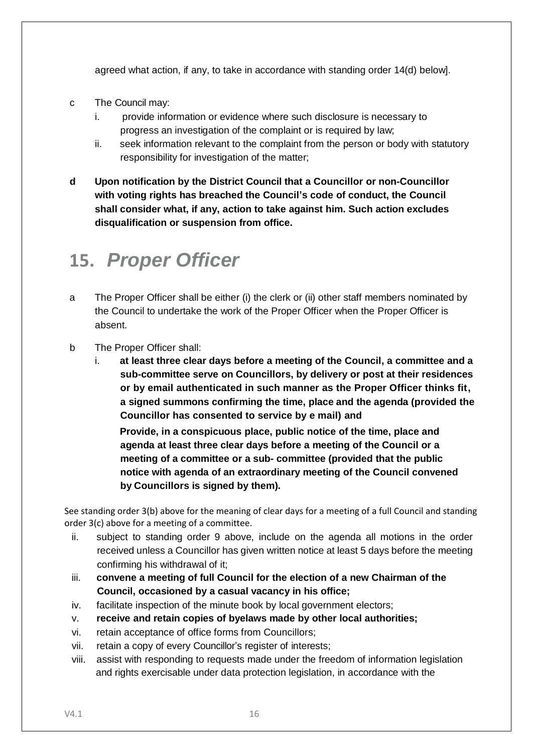agreed what action, if any, to take in accordance with standing order 14(d) below].

c The Council may:
   i. provide information or evidence where such disclosure is necessary to progress an investigation of the complaint or is required by law;
   ii. seek information relevant to the complaint from the person or body with statutory responsibility for investigation of the matter;

**d Upon notification by the District Council that a Councillor or non-Councillor with voting rights has breached the Council's code of conduct, the Council shall consider what, if any, action to take against him. Such action excludes disqualification or suspension from office.**

## 15. *Proper Officer*

a The Proper Officer shall be either (i) the clerk or (ii) other staff members nominated by the Council to undertake the work of the Proper Officer when the Proper Officer is absent.

b The Proper Officer shall:
   i. **at least three clear days before a meeting of the Council, a committee and a sub-committee serve on Councillors, by delivery or post at their residences or by email authenticated in such manner as the Proper Officer thinks fit, a signed summons confirming the time, place and the agenda (provided the Councillor has consented to service by e mail) and**

      **Provide, in a conspicuous place, public notice of the time, place and agenda at least three clear days before a meeting of the Council or a meeting of a committee or a sub- committee (provided that the public notice with agenda of an extraordinary meeting of the Council convened by Councillors is signed by them).**

See standing order 3(b) above for the meaning of clear days for a meeting of a full Council and standing order 3(c) above for a meeting of a committee.

   ii. subject to standing order 9 above, include on the agenda all motions in the order received unless a Councillor has given written notice at least 5 days before the meeting confirming his withdrawal of it;
   iii. **convene a meeting of full Council for the election of a new Chairman of the Council, occasioned by a casual vacancy in his office;**
   iv. facilitate inspection of the minute book by local government electors;
   v. **receive and retain copies of byelaws made by other local authorities;**
   vi. retain acceptance of office forms from Councillors;
   vii. retain a copy of every Councillor's register of interests;
   viii. assist with responding to requests made under the freedom of information legislation and rights exercisable under data protection legislation, in accordance with the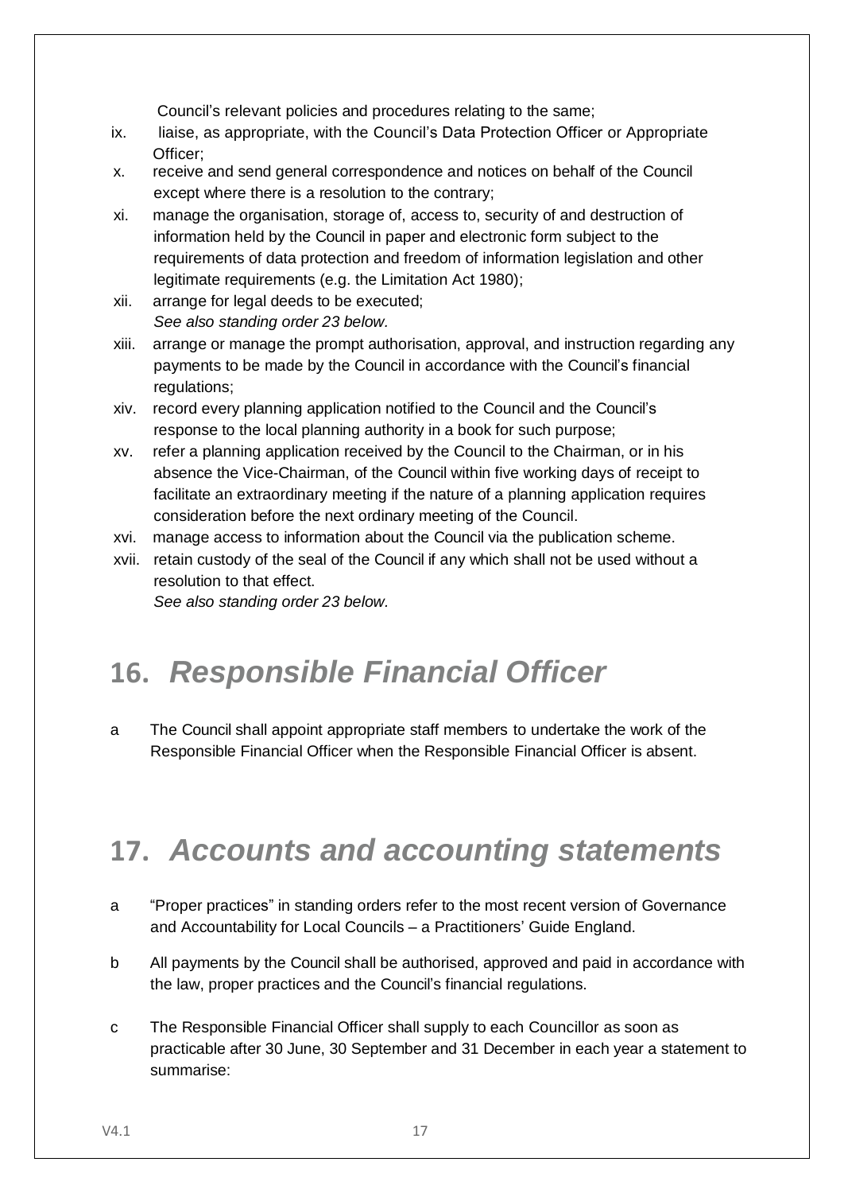Council's relevant policies and procedures relating to the same;

ix. liaise, as appropriate, with the Council's Data Protection Officer or Appropriate Officer;
x. receive and send general correspondence and notices on behalf of the Council except where there is a resolution to the contrary;
xi. manage the organisation, storage of, access to, security of and destruction of information held by the Council in paper and electronic form subject to the requirements of data protection and freedom of information legislation and other legitimate requirements (e.g. the Limitation Act 1980);
xii. arrange for legal deeds to be executed;
*See also standing order 23 below.*
xiii. arrange or manage the prompt authorisation, approval, and instruction regarding any payments to be made by the Council in accordance with the Council's financial regulations;
xiv. record every planning application notified to the Council and the Council's response to the local planning authority in a book for such purpose;
xv. refer a planning application received by the Council to the Chairman, or in his absence the Vice-Chairman, of the Council within five working days of receipt to facilitate an extraordinary meeting if the nature of a planning application requires consideration before the next ordinary meeting of the Council.
xvi. manage access to information about the Council via the publication scheme.
xvii. retain custody of the seal of the Council if any which shall not be used without a resolution to that effect.
*See also standing order 23 below.*

# 16. *Responsible Financial Officer*

a The Council shall appoint appropriate staff members to undertake the work of the Responsible Financial Officer when the Responsible Financial Officer is absent.

# 17. *Accounts and accounting statements*

a "Proper practices" in standing orders refer to the most recent version of Governance and Accountability for Local Councils – a Practitioners' Guide England.

b All payments by the Council shall be authorised, approved and paid in accordance with the law, proper practices and the Council's financial regulations.

c The Responsible Financial Officer shall supply to each Councillor as soon as practicable after 30 June, 30 September and 31 December in each year a statement to summarise: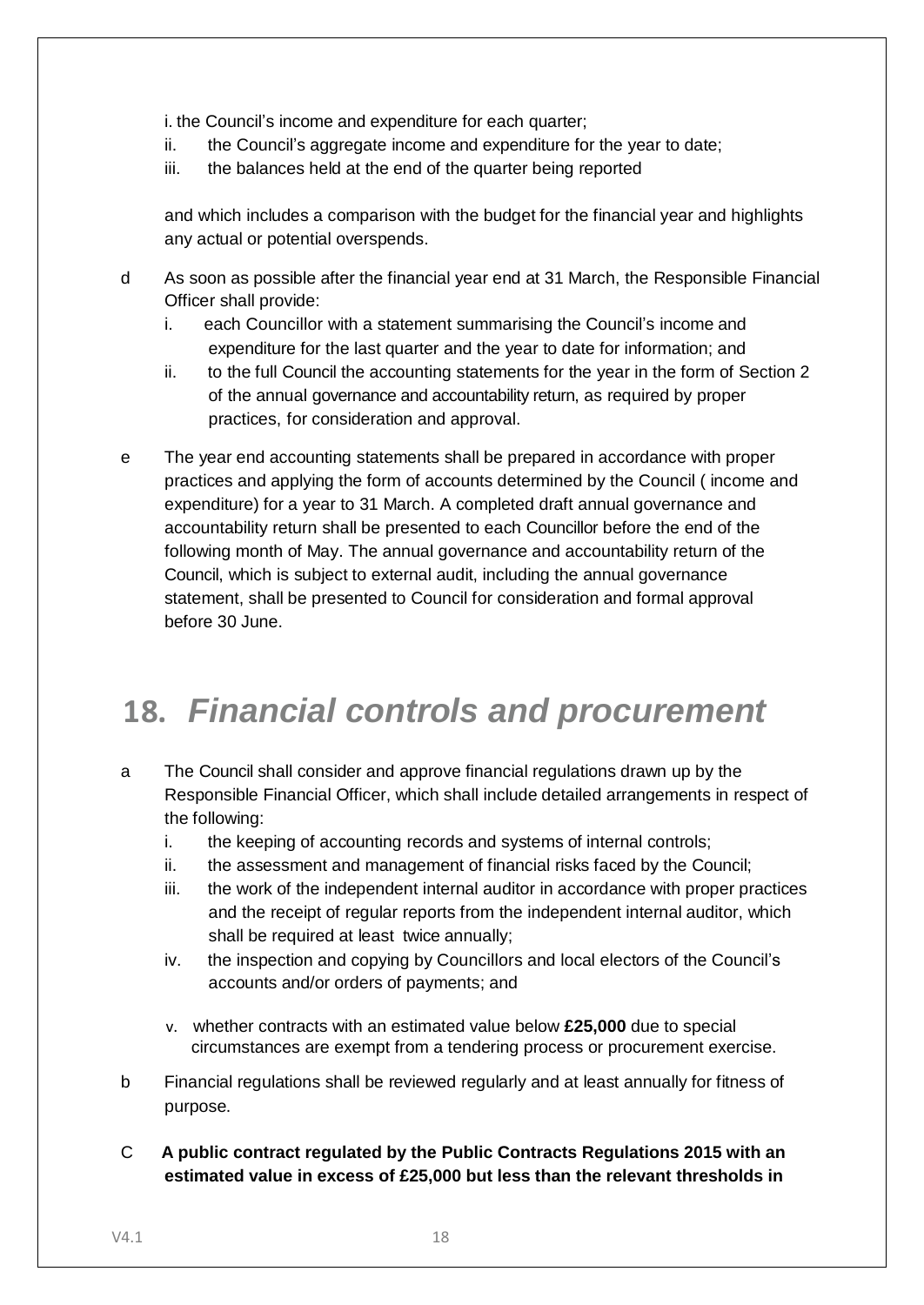i. the Council's income and expenditure for each quarter;

ii. the Council's aggregate income and expenditure for the year to date;

iii. the balances held at the end of the quarter being reported

and which includes a comparison with the budget for the financial year and highlights any actual or potential overspends.

d As soon as possible after the financial year end at 31 March, the Responsible Financial Officer shall provide:

i. each Councillor with a statement summarising the Council's income and expenditure for the last quarter and the year to date for information; and

ii. to the full Council the accounting statements for the year in the form of Section 2 of the annual governance and accountability return, as required by proper practices, for consideration and approval.

e The year end accounting statements shall be prepared in accordance with proper practices and applying the form of accounts determined by the Council ( income and expenditure) for a year to 31 March. A completed draft annual governance and accountability return shall be presented to each Councillor before the end of the following month of May. The annual governance and accountability return of the Council, which is subject to external audit, including the annual governance statement, shall be presented to Council for consideration and formal approval before 30 June.

# 18. *Financial controls and procurement*

a The Council shall consider and approve financial regulations drawn up by the Responsible Financial Officer, which shall include detailed arrangements in respect of the following:

i. the keeping of accounting records and systems of internal controls;

ii. the assessment and management of financial risks faced by the Council;

iii. the work of the independent internal auditor in accordance with proper practices and the receipt of regular reports from the independent internal auditor, which shall be required at least twice annually;

iv. the inspection and copying by Councillors and local electors of the Council's accounts and/or orders of payments; and

v. whether contracts with an estimated value below **£25,000** due to special circumstances are exempt from a tendering process or procurement exercise.

b Financial regulations shall be reviewed regularly and at least annually for fitness of purpose.

C **A public contract regulated by the Public Contracts Regulations 2015 with an estimated value in excess of £25,000 but less than the relevant thresholds in**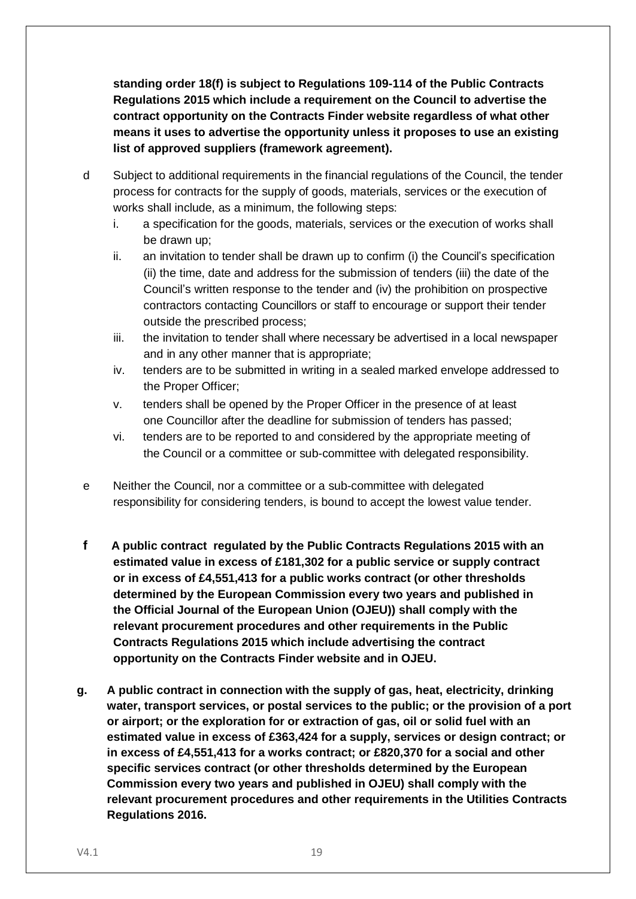**standing order 18(f) is subject to Regulations 109-114 of the Public Contracts Regulations 2015 which include a requirement on the Council to advertise the contract opportunity on the Contracts Finder website regardless of what other means it uses to advertise the opportunity unless it proposes to use an existing list of approved suppliers (framework agreement).**

d Subject to additional requirements in the financial regulations of the Council, the tender process for contracts for the supply of goods, materials, services or the execution of works shall include, as a minimum, the following steps:

i. a specification for the goods, materials, services or the execution of works shall be drawn up;

ii. an invitation to tender shall be drawn up to confirm (i) the Council's specification (ii) the time, date and address for the submission of tenders (iii) the date of the Council's written response to the tender and (iv) the prohibition on prospective contractors contacting Councillors or staff to encourage or support their tender outside the prescribed process;

iii. the invitation to tender shall where necessary be advertised in a local newspaper and in any other manner that is appropriate;

iv. tenders are to be submitted in writing in a sealed marked envelope addressed to the Proper Officer;

v. tenders shall be opened by the Proper Officer in the presence of at least one Councillor after the deadline for submission of tenders has passed;

vi. tenders are to be reported to and considered by the appropriate meeting of the Council or a committee or sub-committee with delegated responsibility.

e Neither the Council, nor a committee or a sub-committee with delegated responsibility for considering tenders, is bound to accept the lowest value tender.

**f A public contract regulated by the Public Contracts Regulations 2015 with an estimated value in excess of £181,302 for a public service or supply contract or in excess of £4,551,413 for a public works contract (or other thresholds determined by the European Commission every two years and published in the Official Journal of the European Union (OJEU)) shall comply with the relevant procurement procedures and other requirements in the Public Contracts Regulations 2015 which include advertising the contract opportunity on the Contracts Finder website and in OJEU.**

**g. A public contract in connection with the supply of gas, heat, electricity, drinking water, transport services, or postal services to the public; or the provision of a port or airport; or the exploration for or extraction of gas, oil or solid fuel with an estimated value in excess of £363,424 for a supply, services or design contract; or in excess of £4,551,413 for a works contract; or £820,370 for a social and other specific services contract (or other thresholds determined by the European Commission every two years and published in OJEU) shall comply with the relevant procurement procedures and other requirements in the Utilities Contracts Regulations 2016.**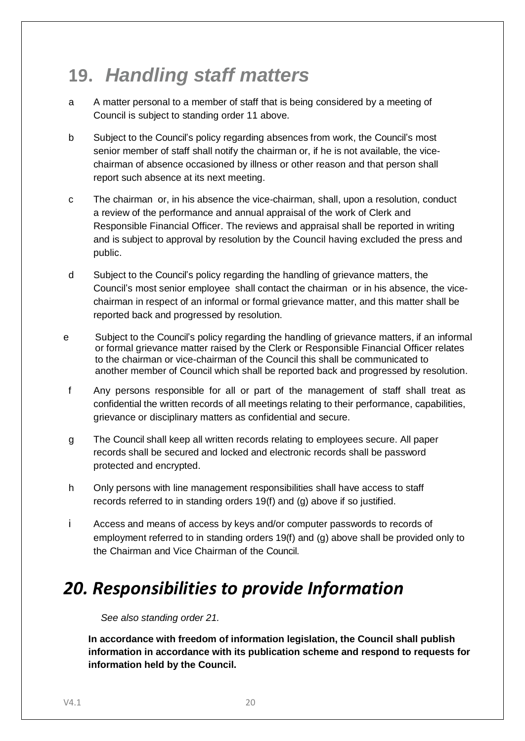# 19. *Handling staff matters*

a A matter personal to a member of staff that is being considered by a meeting of Council is subject to standing order 11 above.

b Subject to the Council's policy regarding absences from work, the Council's most senior member of staff shall notify the chairman or, if he is not available, the vice-chairman of absence occasioned by illness or other reason and that person shall report such absence at its next meeting.

c The chairman or, in his absence the vice-chairman, shall, upon a resolution, conduct a review of the performance and annual appraisal of the work of Clerk and Responsible Financial Officer. The reviews and appraisal shall be reported in writing and is subject to approval by resolution by the Council having excluded the press and public.

d Subject to the Council's policy regarding the handling of grievance matters, the Council's most senior employee shall contact the chairman or in his absence, the vice-chairman in respect of an informal or formal grievance matter, and this matter shall be reported back and progressed by resolution.

e Subject to the Council's policy regarding the handling of grievance matters, if an informal or formal grievance matter raised by the Clerk or Responsible Financial Officer relates to the chairman or vice-chairman of the Council this shall be communicated to another member of Council which shall be reported back and progressed by resolution.

f Any persons responsible for all or part of the management of staff shall treat as confidential the written records of all meetings relating to their performance, capabilities, grievance or disciplinary matters as confidential and secure.

g The Council shall keep all written records relating to employees secure. All paper records shall be secured and locked and electronic records shall be password protected and encrypted.

h Only persons with line management responsibilities shall have access to staff records referred to in standing orders 19(f) and (g) above if so justified.

i Access and means of access by keys and/or computer passwords to records of employment referred to in standing orders 19(f) and (g) above shall be provided only to the Chairman and Vice Chairman of the Council.

# *20. Responsibilities to provide Information*

*See also standing order 21.*

**In accordance with freedom of information legislation, the Council shall publish information in accordance with its publication scheme and respond to requests for information held by the Council.**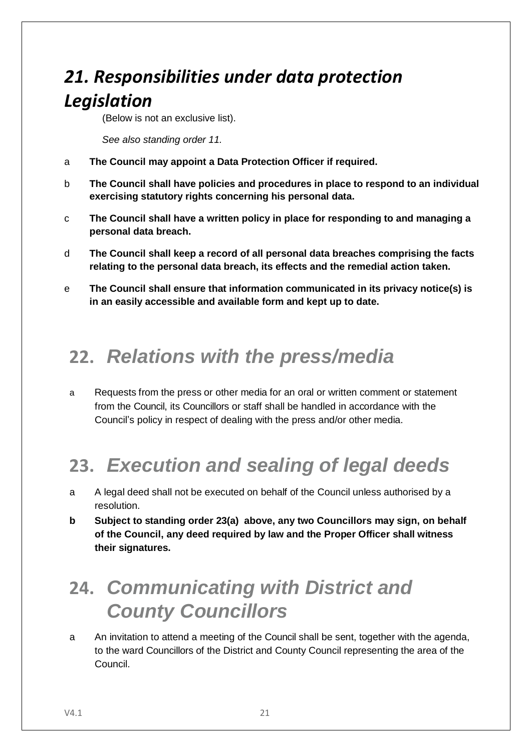## *21. Responsibilities under data protection Legislation*

(Below is not an exclusive list).

*See also standing order 11.*

a **The Council may appoint a Data Protection Officer if required.**

b **The Council shall have policies and procedures in place to respond to an individual exercising statutory rights concerning his personal data.**

c **The Council shall have a written policy in place for responding to and managing a personal data breach.**

d **The Council shall keep a record of all personal data breaches comprising the facts relating to the personal data breach, its effects and the remedial action taken.**

e **The Council shall ensure that information communicated in its privacy notice(s) is in an easily accessible and available form and kept up to date.**

## 22. *Relations with the press/media*

a Requests from the press or other media for an oral or written comment or statement from the Council, its Councillors or staff shall be handled in accordance with the Council's policy in respect of dealing with the press and/or other media.

## 23. *Execution and sealing of legal deeds*

a A legal deed shall not be executed on behalf of the Council unless authorised by a resolution.

**b Subject to standing order 23(a) above, any two Councillors may sign, on behalf of the Council, any deed required by law and the Proper Officer shall witness their signatures.**

## 24. *Communicating with District and County Councillors*

a An invitation to attend a meeting of the Council shall be sent, together with the agenda, to the ward Councillors of the District and County Council representing the area of the Council.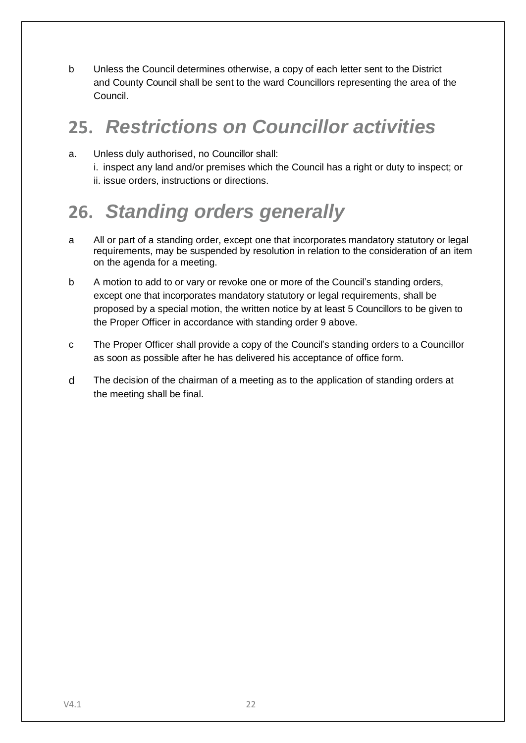b Unless the Council determines otherwise, a copy of each letter sent to the District and County Council shall be sent to the ward Councillors representing the area of the Council.

## 25. *Restrictions on Councillor activities*

a. Unless duly authorised, no Councillor shall:

i. inspect any land and/or premises which the Council has a right or duty to inspect; or

ii. issue orders, instructions or directions.

## 26. *Standing orders generally*

a All or part of a standing order, except one that incorporates mandatory statutory or legal requirements, may be suspended by resolution in relation to the consideration of an item on the agenda for a meeting.

b A motion to add to or vary or revoke one or more of the Council's standing orders, except one that incorporates mandatory statutory or legal requirements, shall be proposed by a special motion, the written notice by at least 5 Councillors to be given to the Proper Officer in accordance with standing order 9 above.

c The Proper Officer shall provide a copy of the Council's standing orders to a Councillor as soon as possible after he has delivered his acceptance of office form.

d The decision of the chairman of a meeting as to the application of standing orders at the meeting shall be final.